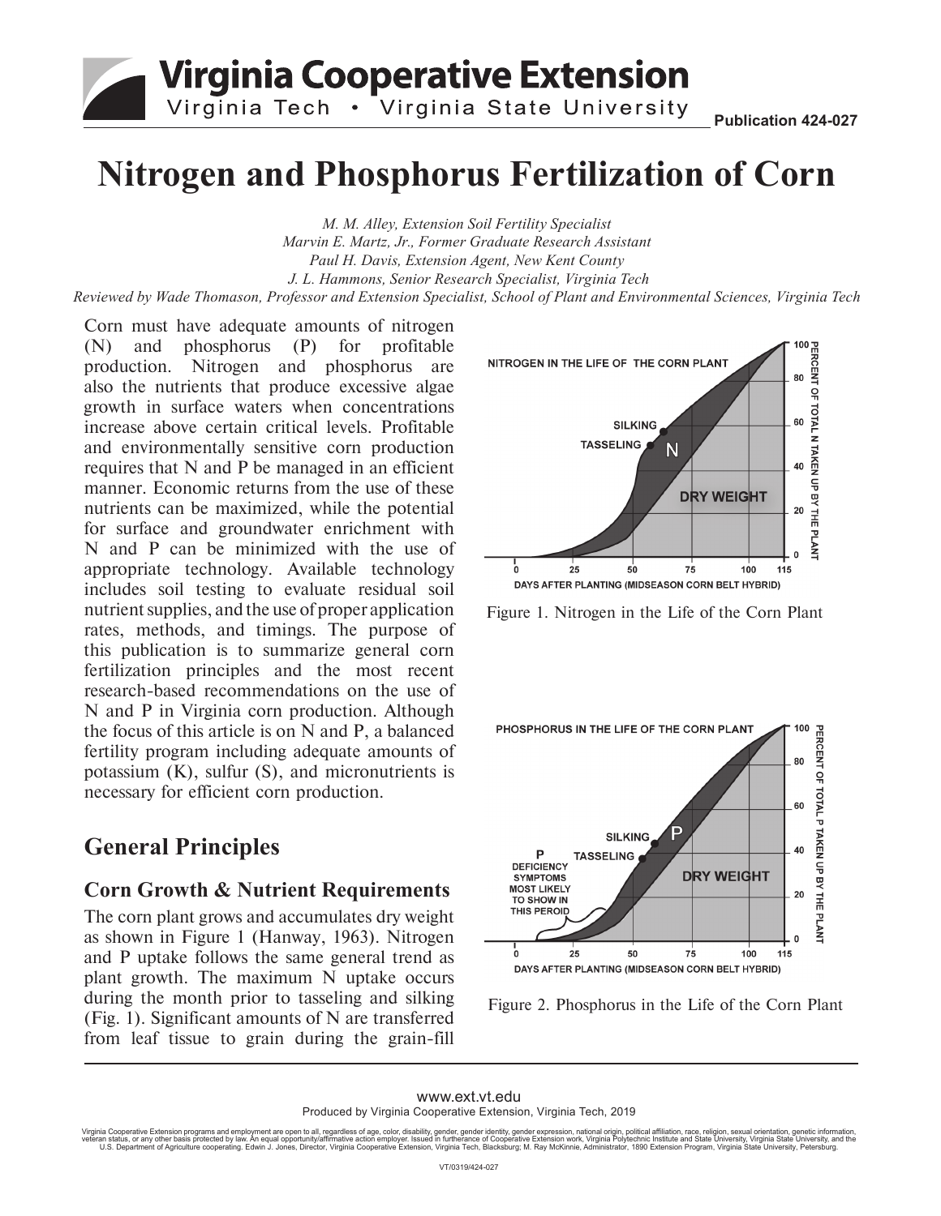# Nitrogen and Phosphorus Fertilization of Corn

*M. M. Alley, Extension Soil Fertility Specialist*
*Marvin E. Martz, Jr., Former Graduate Research Assistant*
*Paul H. Davis, Extension Agent, New Kent County*
*J. L. Hammons, Senior Research Specialist, Virginia Tech*
*Reviewed by Wade Thomason, Professor and Extension Specialist, School of Plant and Environmental Sciences, Virginia Tech*

Corn must have adequate amounts of nitrogen (N) and phosphorus (P) for profitable production. Nitrogen and phosphorus are also the nutrients that produce excessive algae growth in surface waters when concentrations increase above certain critical levels. Profitable and environmentally sensitive corn production requires that N and P be managed in an efficient manner. Economic returns from the use of these nutrients can be maximized, while the potential for surface and groundwater enrichment with N and P can be minimized with the use of appropriate technology. Available technology includes soil testing to evaluate residual soil nutrient supplies, and the use of proper application rates, methods, and timings. The purpose of this publication is to summarize general corn fertilization principles and the most recent research-based recommendations on the use of N and P in Virginia corn production. Although the focus of this article is on N and P, a balanced fertility program including adequate amounts of potassium (K), sulfur (S), and micronutrients is necessary for efficient corn production.

Figure 1. Nitrogen in the Life of the Corn Plant

Figure 2. Phosphorus in the Life of the Corn Plant

## General Principles

### Corn Growth & Nutrient Requirements

The corn plant grows and accumulates dry weight as shown in Figure 1 (Hanway, 1963). Nitrogen and P uptake follows the same general trend as plant growth. The maximum N uptake occurs during the month prior to tasseling and silking (Fig. 1). Significant amounts of N are transferred from leaf tissue to grain during the grain-fill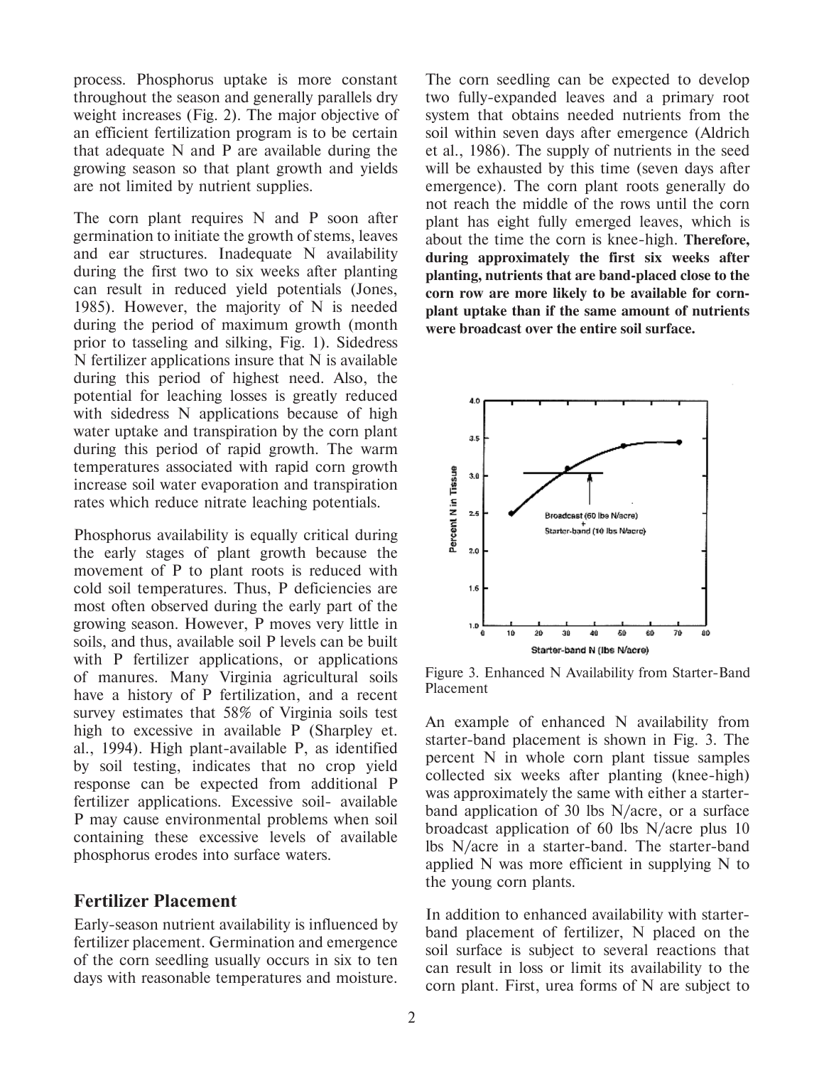process. Phosphorus uptake is more constant throughout the season and generally parallels dry weight increases (Fig. 2). The major objective of an efficient fertilization program is to be certain that adequate N and P are available during the growing season so that plant growth and yields are not limited by nutrient supplies.

The corn plant requires N and P soon after germination to initiate the growth of stems, leaves and ear structures. Inadequate N availability during the first two to six weeks after planting can result in reduced yield potentials (Jones, 1985). However, the majority of N is needed during the period of maximum growth (month prior to tasseling and silking, Fig. 1). Sidedress N fertilizer applications insure that N is available during this period of highest need. Also, the potential for leaching losses is greatly reduced with sidedress N applications because of high water uptake and transpiration by the corn plant during this period of rapid growth. The warm temperatures associated with rapid corn growth increase soil water evaporation and transpiration rates which reduce nitrate leaching potentials.

Phosphorus availability is equally critical during the early stages of plant growth because the movement of P to plant roots is reduced with cold soil temperatures. Thus, P deficiencies are most often observed during the early part of the growing season. However, P moves very little in soils, and thus, available soil P levels can be built with P fertilizer applications, or applications of manures. Many Virginia agricultural soils have a history of P fertilization, and a recent survey estimates that 58% of Virginia soils test high to excessive in available P (Sharpley et. al., 1994). High plant-available P, as identified by soil testing, indicates that no crop yield response can be expected from additional P fertilizer applications. Excessive soil- available P may cause environmental problems when soil containing these excessive levels of available phosphorus erodes into surface waters.

## Fertilizer Placement

Early-season nutrient availability is influenced by fertilizer placement. Germination and emergence of the corn seedling usually occurs in six to ten days with reasonable temperatures and moisture. The corn seedling can be expected to develop two fully-expanded leaves and a primary root system that obtains needed nutrients from the soil within seven days after emergence (Aldrich et al., 1986). The supply of nutrients in the seed will be exhausted by this time (seven days after emergence). The corn plant roots generally do not reach the middle of the rows until the corn plant has eight fully emerged leaves, which is about the time the corn is knee-high. **Therefore, during approximately the first six weeks after planting, nutrients that are band-placed close to the corn row are more likely to be available for corn-plant uptake than if the same amount of nutrients were broadcast over the entire soil surface.**

Figure 3. Enhanced N Availability from Starter-Band Placement

An example of enhanced N availability from starter-band placement is shown in Fig. 3. The percent N in whole corn plant tissue samples collected six weeks after planting (knee-high) was approximately the same with either a starter-band application of 30 lbs N/acre, or a surface broadcast application of 60 lbs N/acre plus 10 lbs N/acre in a starter-band. The starter-band applied N was more efficient in supplying N to the young corn plants.

In addition to enhanced availability with starter-band placement of fertilizer, N placed on the soil surface is subject to several reactions that can result in loss or limit its availability to the corn plant. First, urea forms of N are subject to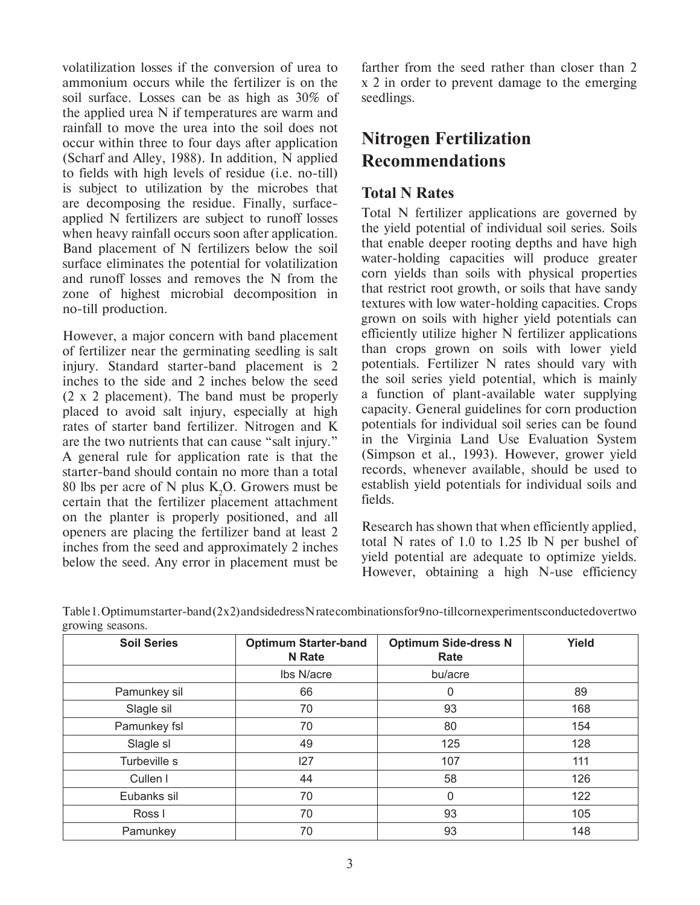volatilization losses if the conversion of urea to ammonium occurs while the fertilizer is on the soil surface. Losses can be as high as 30% of the applied urea N if temperatures are warm and rainfall to move the urea into the soil does not occur within three to four days after application (Scharf and Alley, 1988). In addition, N applied to fields with high levels of residue (i.e. no-till) is subject to utilization by the microbes that are decomposing the residue. Finally, surface-applied N fertilizers are subject to runoff losses when heavy rainfall occurs soon after application. Band placement of N fertilizers below the soil surface eliminates the potential for volatilization and runoff losses and removes the N from the zone of highest microbial decomposition in no-till production.

However, a major concern with band placement of fertilizer near the germinating seedling is salt injury. Standard starter-band placement is 2 inches to the side and 2 inches below the seed (2 x 2 placement). The band must be properly placed to avoid salt injury, especially at high rates of starter band fertilizer. Nitrogen and K are the two nutrients that can cause "salt injury." A general rule for application rate is that the starter-band should contain no more than a total 80 lbs per acre of N plus $K_2O$. Growers must be certain that the fertilizer placement attachment on the planter is properly positioned, and all openers are placing the fertilizer band at least 2 inches from the seed and approximately 2 inches below the seed. Any error in placement must be farther from the seed rather than closer than 2 x 2 in order to prevent damage to the emerging seedlings.

## Nitrogen Fertilization Recommendations

### Total N Rates

Total N fertilizer applications are governed by the yield potential of individual soil series. Soils that enable deeper rooting depths and have high water-holding capacities will produce greater corn yields than soils with physical properties that restrict root growth, or soils that have sandy textures with low water-holding capacities. Crops grown on soils with higher yield potentials can efficiently utilize higher N fertilizer applications than crops grown on soils with lower yield potentials. Fertilizer N rates should vary with the soil series yield potential, which is mainly a function of plant-available water supplying capacity. General guidelines for corn production potentials for individual soil series can be found in the Virginia Land Use Evaluation System (Simpson et al., 1993). However, grower yield records, whenever available, should be used to establish yield potentials for individual soils and fields.

Research has shown that when efficiently applied, total N rates of 1.0 to 1.25 lb N per bushel of yield potential are adequate to optimize yields. However, obtaining a high N-use efficiency

Table 1. Optimum starter-band (2x2) and sidedress N rate combinations for 9 no-till corn experiments conducted over two growing seasons.

| Soil Series | Optimum Starter-band N Rate | Optimum Side-dress N Rate | Yield |
|---|---|---|---|
| | lbs N/acre | bu/acre | |
| Pamunkey sil | 66 | 0 | 89 |
| Slagle sil | 70 | 93 | 168 |
| Pamunkey fsl | 70 | 80 | 154 |
| Slagle sl | 49 | 125 | 128 |
| Turbeville s | I27 | 107 | 111 |
| Cullen l | 44 | 58 | 126 |
| Eubanks sil | 70 | 0 | 122 |
| Ross l | 70 | 93 | 105 |
| Pamunkey | 70 | 93 | 148 |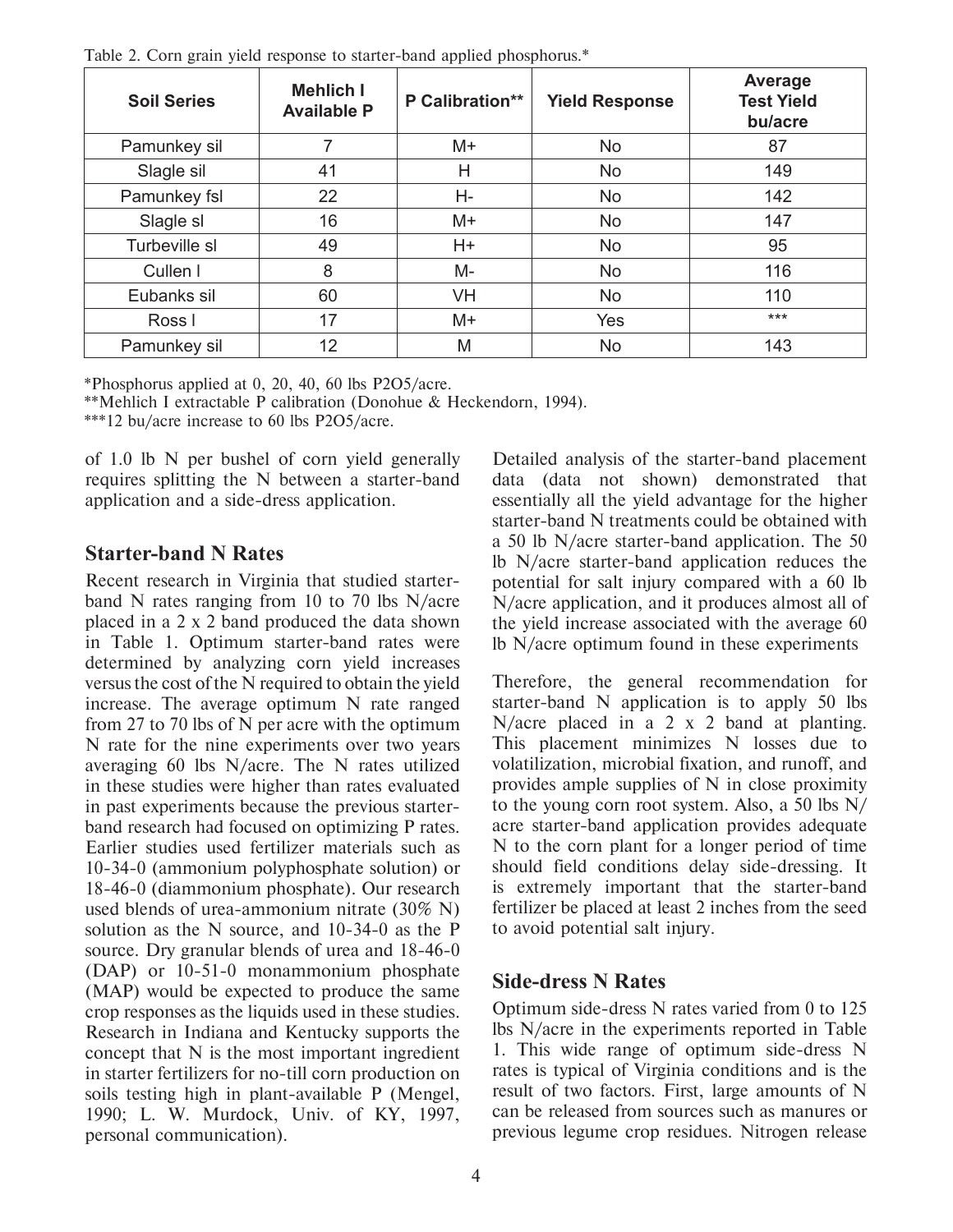Table 2. Corn grain yield response to starter-band applied phosphorus.*

| Soil Series | Mehlich I Available P | P Calibration** | Yield Response | Average Test Yield bu/acre |
|---|---|---|---|---|
| Pamunkey sil | 7 | M+ | No | 87 |
| Slagle sil | 41 | H | No | 149 |
| Pamunkey fsl | 22 | H- | No | 142 |
| Slagle sl | 16 | M+ | No | 147 |
| Turbeville sl | 49 | H+ | No | 95 |
| Cullen l | 8 | M- | No | 116 |
| Eubanks sil | 60 | VH | No | 110 |
| Ross l | 17 | M+ | Yes | *** |
| Pamunkey sil | 12 | M | No | 143 |

*Phosphorus applied at 0, 20, 40, 60 lbs P2O5/acre.

**Mehlich I extractable P calibration (Donohue & Heckendorn, 1994).

***12 bu/acre increase to 60 lbs P2O5/acre.

of 1.0 lb N per bushel of corn yield generally requires splitting the N between a starter-band application and a side-dress application.

## Starter-band N Rates

Recent research in Virginia that studied starter-band N rates ranging from 10 to 70 lbs N/acre placed in a 2 x 2 band produced the data shown in Table 1. Optimum starter-band rates were determined by analyzing corn yield increases versus the cost of the N required to obtain the yield increase. The average optimum N rate ranged from 27 to 70 lbs of N per acre with the optimum N rate for the nine experiments over two years averaging 60 lbs N/acre. The N rates utilized in these studies were higher than rates evaluated in past experiments because the previous starter-band research had focused on optimizing P rates. Earlier studies used fertilizer materials such as 10-34-0 (ammonium polyphosphate solution) or 18-46-0 (diammonium phosphate). Our research used blends of urea-ammonium nitrate (30% N) solution as the N source, and 10-34-0 as the P source. Dry granular blends of urea and 18-46-0 (DAP) or 10-51-0 monammonium phosphate (MAP) would be expected to produce the same crop responses as the liquids used in these studies. Research in Indiana and Kentucky supports the concept that N is the most important ingredient in starter fertilizers for no-till corn production on soils testing high in plant-available P (Mengel, 1990; L. W. Murdock, Univ. of KY, 1997, personal communication).

Detailed analysis of the starter-band placement data (data not shown) demonstrated that essentially all the yield advantage for the higher starter-band N treatments could be obtained with a 50 lb N/acre starter-band application. The 50 lb N/acre starter-band application reduces the potential for salt injury compared with a 60 lb N/acre application, and it produces almost all of the yield increase associated with the average 60 lb N/acre optimum found in these experiments

Therefore, the general recommendation for starter-band N application is to apply 50 lbs N/acre placed in a 2 x 2 band at planting. This placement minimizes N losses due to volatilization, microbial fixation, and runoff, and provides ample supplies of N in close proximity to the young corn root system. Also, a 50 lbs N/acre starter-band application provides adequate N to the corn plant for a longer period of time should field conditions delay side-dressing. It is extremely important that the starter-band fertilizer be placed at least 2 inches from the seed to avoid potential salt injury.

## Side-dress N Rates

Optimum side-dress N rates varied from 0 to 125 lbs N/acre in the experiments reported in Table 1. This wide range of optimum side-dress N rates is typical of Virginia conditions and is the result of two factors. First, large amounts of N can be released from sources such as manures or previous legume crop residues. Nitrogen release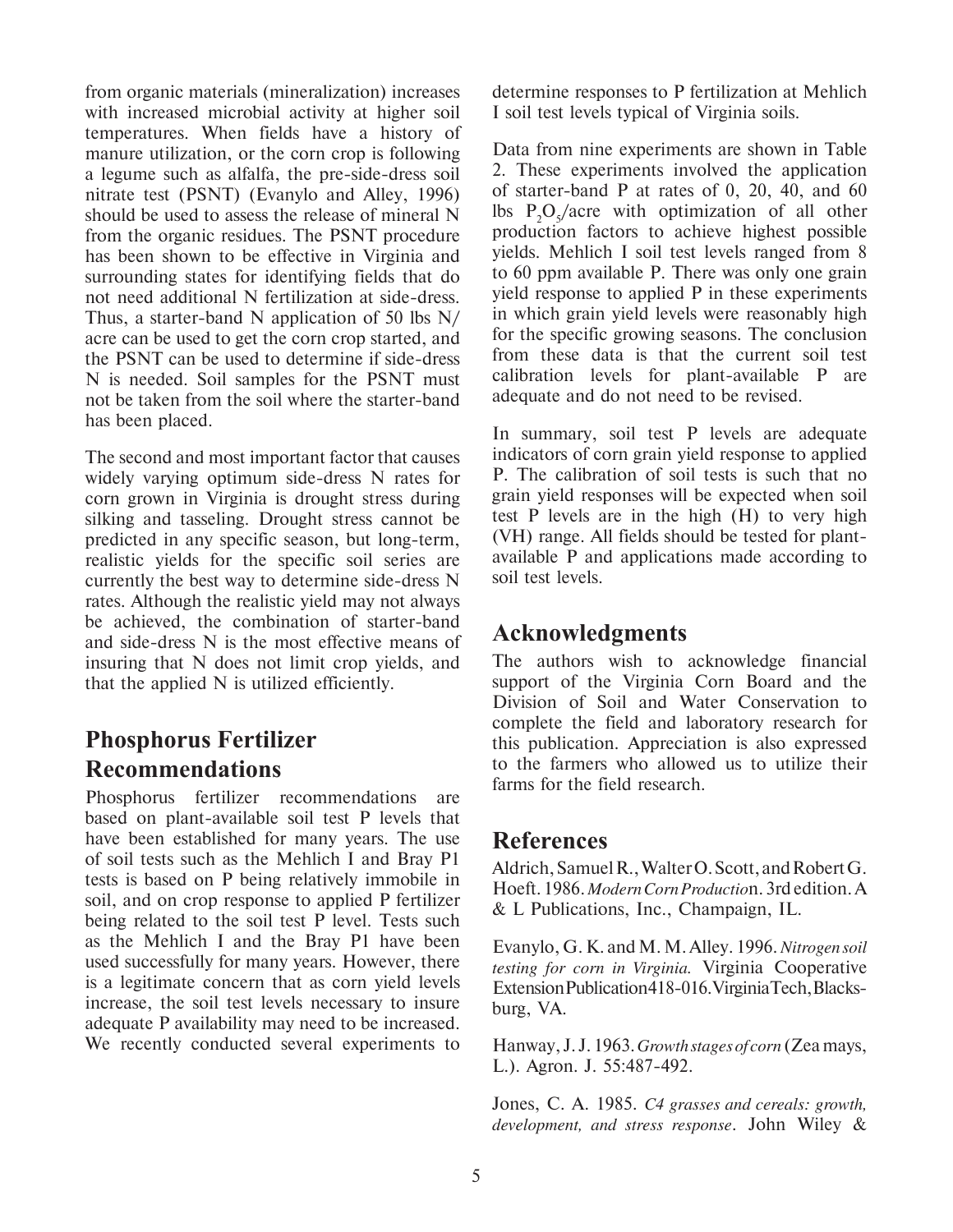from organic materials (mineralization) increases with increased microbial activity at higher soil temperatures. When fields have a history of manure utilization, or the corn crop is following a legume such as alfalfa, the pre-side-dress soil nitrate test (PSNT) (Evanylo and Alley, 1996) should be used to assess the release of mineral N from the organic residues. The PSNT procedure has been shown to be effective in Virginia and surrounding states for identifying fields that do not need additional N fertilization at side-dress. Thus, a starter-band N application of 50 lbs N/acre can be used to get the corn crop started, and the PSNT can be used to determine if side-dress N is needed. Soil samples for the PSNT must not be taken from the soil where the starter-band has been placed.

The second and most important factor that causes widely varying optimum side-dress N rates for corn grown in Virginia is drought stress during silking and tasseling. Drought stress cannot be predicted in any specific season, but long-term, realistic yields for the specific soil series are currently the best way to determine side-dress N rates. Although the realistic yield may not always be achieved, the combination of starter-band and side-dress N is the most effective means of insuring that N does not limit crop yields, and that the applied N is utilized efficiently.

## Phosphorus Fertilizer Recommendations

Phosphorus fertilizer recommendations are based on plant-available soil test P levels that have been established for many years. The use of soil tests such as the Mehlich I and Bray P1 tests is based on P being relatively immobile in soil, and on crop response to applied P fertilizer being related to the soil test P level. Tests such as the Mehlich I and the Bray P1 have been used successfully for many years. However, there is a legitimate concern that as corn yield levels increase, the soil test levels necessary to insure adequate P availability may need to be increased. We recently conducted several experiments to determine responses to P fertilization at Mehlich I soil test levels typical of Virginia soils.

Data from nine experiments are shown in Table 2. These experiments involved the application of starter-band P at rates of 0, 20, 40, and 60 lbs $P_2O_5$/acre with optimization of all other production factors to achieve highest possible yields. Mehlich I soil test levels ranged from 8 to 60 ppm available P. There was only one grain yield response to applied P in these experiments in which grain yield levels were reasonably high for the specific growing seasons. The conclusion from these data is that the current soil test calibration levels for plant-available P are adequate and do not need to be revised.

In summary, soil test P levels are adequate indicators of corn grain yield response to applied P. The calibration of soil tests is such that no grain yield responses will be expected when soil test P levels are in the high (H) to very high (VH) range. All fields should be tested for plant-available P and applications made according to soil test levels.

## Acknowledgments

The authors wish to acknowledge financial support of the Virginia Corn Board and the Division of Soil and Water Conservation to complete the field and laboratory research for this publication. Appreciation is also expressed to the farmers who allowed us to utilize their farms for the field research.

## References

Aldrich, Samuel R., Walter O. Scott, and Robert G. Hoeft. 1986. *Modern Corn Production*. 3rd edition. A & L Publications, Inc., Champaign, IL.

Evanylo, G. K. and M. M. Alley. 1996. *Nitrogen soil testing for corn in Virginia.* Virginia Cooperative Extension Publication 418-016. Virginia Tech, Blacksburg, VA.

Hanway, J. J. 1963. *Growth stages of corn* (Zea mays, L.). Agron. J. 55:487-492.

Jones, C. A. 1985. *C4 grasses and cereals: growth, development, and stress response*. John Wiley &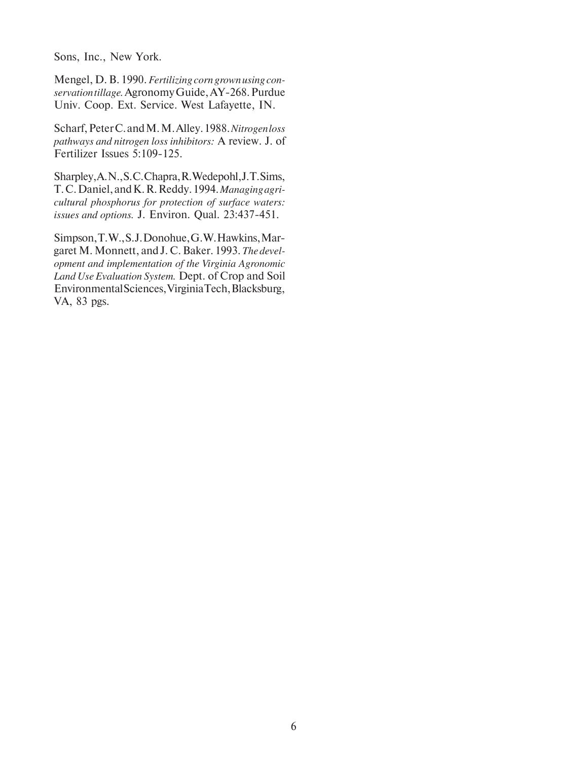Sons, Inc., New York.

Mengel, D. B. 1990. *Fertilizing corn grown using conservation tillage.* Agronomy Guide, AY-268. Purdue Univ. Coop. Ext. Service. West Lafayette, IN.

Scharf, Peter C. and M. M. Alley. 1988. *Nitrogen loss pathways and nitrogen loss inhibitors:* A review. J. of Fertilizer Issues 5:109-125.

Sharpley, A. N., S. C. Chapra, R. Wedepohl, J. T. Sims, T. C. Daniel, and K. R. Reddy. 1994. *Managing agricultural phosphorus for protection of surface waters: issues and options.* J. Environ. Qual. 23:437-451.

Simpson, T. W., S. J. Donohue, G. W. Hawkins, Margaret M. Monnett, and J. C. Baker. 1993. *The development and implementation of the Virginia Agronomic Land Use Evaluation System.* Dept. of Crop and Soil Environmental Sciences, Virginia Tech, Blacksburg, VA, 83 pgs.